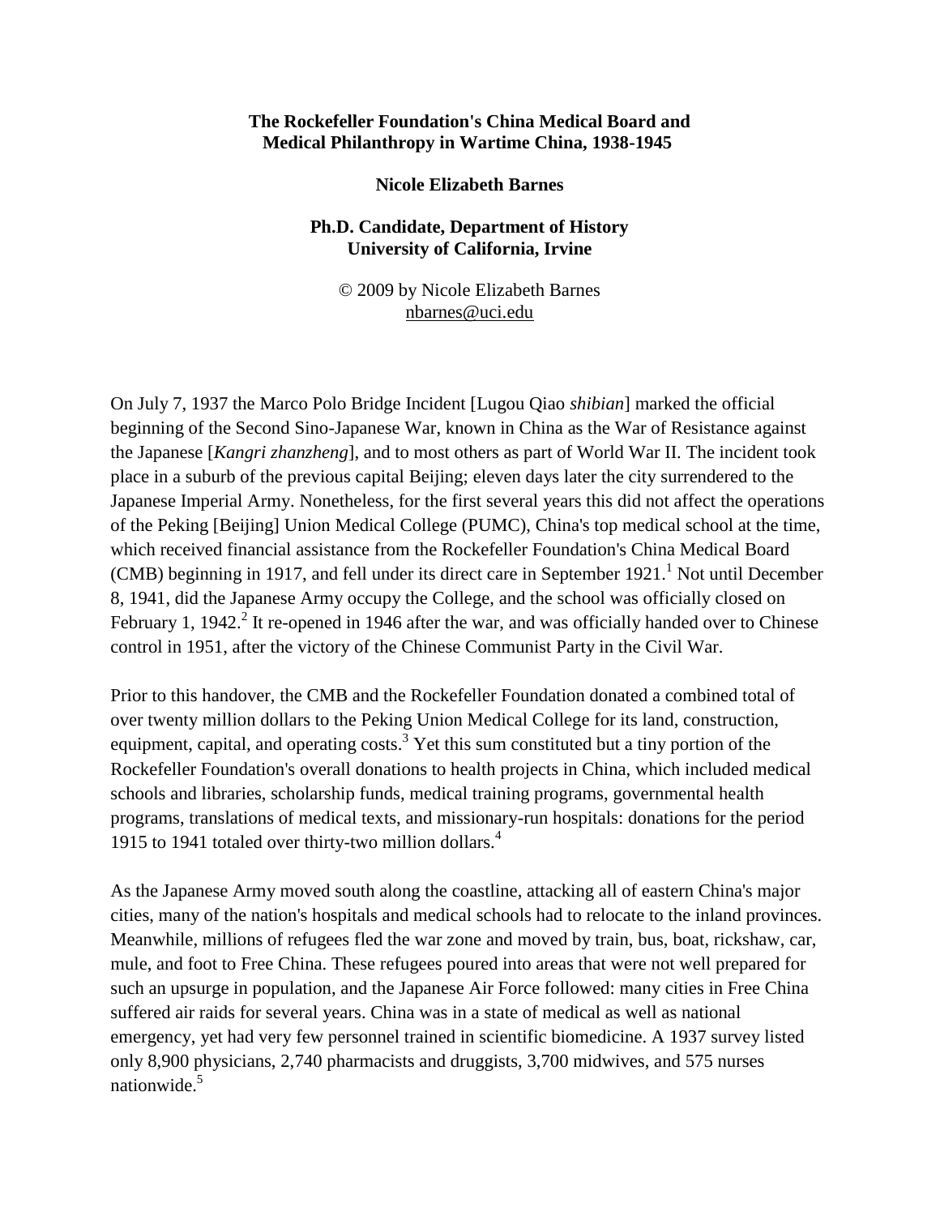# The Rockefeller Foundation's China Medical Board and Medical Philanthropy in Wartime China, 1938-1945

**Nicole Elizabeth Barnes**

**Ph.D. Candidate, Department of History**
**University of California, Irvine**

© 2009 by Nicole Elizabeth Barnes
nbarnes@uci.edu

On July 7, 1937 the Marco Polo Bridge Incident [Lugou Qiao *shibian*] marked the official beginning of the Second Sino-Japanese War, known in China as the War of Resistance against the Japanese [*Kangri zhanzheng*], and to most others as part of World War II. The incident took place in a suburb of the previous capital Beijing; eleven days later the city surrendered to the Japanese Imperial Army. Nonetheless, for the first several years this did not affect the operations of the Peking [Beijing] Union Medical College (PUMC), China's top medical school at the time, which received financial assistance from the Rockefeller Foundation's China Medical Board (CMB) beginning in 1917, and fell under its direct care in September 1921.[1] Not until December 8, 1941, did the Japanese Army occupy the College, and the school was officially closed on February 1, 1942.[2] It re-opened in 1946 after the war, and was officially handed over to Chinese control in 1951, after the victory of the Chinese Communist Party in the Civil War.

Prior to this handover, the CMB and the Rockefeller Foundation donated a combined total of over twenty million dollars to the Peking Union Medical College for its land, construction, equipment, capital, and operating costs.[3] Yet this sum constituted but a tiny portion of the Rockefeller Foundation's overall donations to health projects in China, which included medical schools and libraries, scholarship funds, medical training programs, governmental health programs, translations of medical texts, and missionary-run hospitals: donations for the period 1915 to 1941 totaled over thirty-two million dollars.[4]

As the Japanese Army moved south along the coastline, attacking all of eastern China's major cities, many of the nation's hospitals and medical schools had to relocate to the inland provinces. Meanwhile, millions of refugees fled the war zone and moved by train, bus, boat, rickshaw, car, mule, and foot to Free China. These refugees poured into areas that were not well prepared for such an upsurge in population, and the Japanese Air Force followed: many cities in Free China suffered air raids for several years. China was in a state of medical as well as national emergency, yet had very few personnel trained in scientific biomedicine. A 1937 survey listed only 8,900 physicians, 2,740 pharmacists and druggists, 3,700 midwives, and 575 nurses nationwide.[5]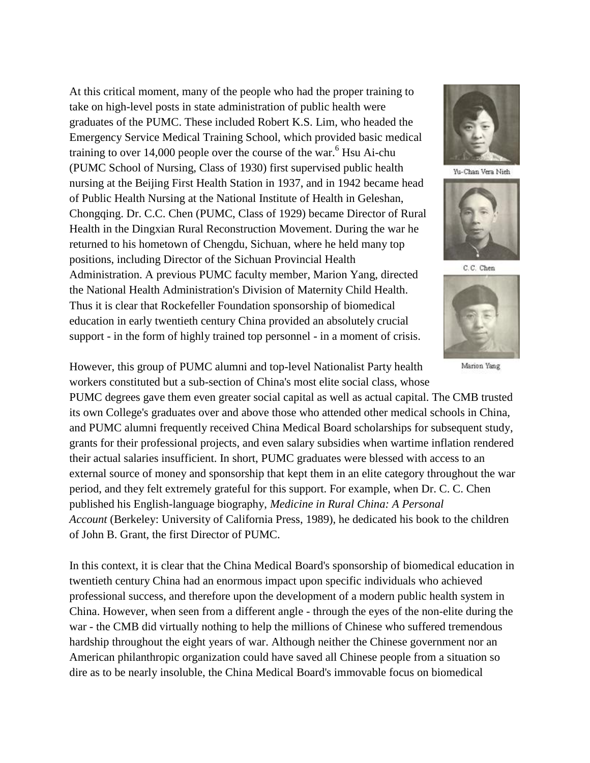At this critical moment, many of the people who had the proper training to take on high-level posts in state administration of public health were graduates of the PUMC. These included Robert K.S. Lim, who headed the Emergency Service Medical Training School, which provided basic medical training to over 14,000 people over the course of the war.[6] Hsu Ai-chu (PUMC School of Nursing, Class of 1930) first supervised public health nursing at the Beijing First Health Station in 1937, and in 1942 became head of Public Health Nursing at the National Institute of Health in Geleshan, Chongqing. Dr. C.C. Chen (PUMC, Class of 1929) became Director of Rural Health in the Dingxian Rural Reconstruction Movement. During the war he returned to his hometown of Chengdu, Sichuan, where he held many top positions, including Director of the Sichuan Provincial Health Administration. A previous PUMC faculty member, Marion Yang, directed the National Health Administration's Division of Maternity Child Health. Thus it is clear that Rockefeller Foundation sponsorship of biomedical education in early twentieth century China provided an absolutely crucial support - in the form of highly trained top personnel - in a moment of crisis.

Yu-Chan Vera Nieh

C.C. Chen

Marion Yang

However, this group of PUMC alumni and top-level Nationalist Party health workers constituted but a sub-section of China's most elite social class, whose PUMC degrees gave them even greater social capital as well as actual capital. The CMB trusted its own College's graduates over and above those who attended other medical schools in China, and PUMC alumni frequently received China Medical Board scholarships for subsequent study, grants for their professional projects, and even salary subsidies when wartime inflation rendered their actual salaries insufficient. In short, PUMC graduates were blessed with access to an external source of money and sponsorship that kept them in an elite category throughout the war period, and they felt extremely grateful for this support. For example, when Dr. C. C. Chen published his English-language biography, *Medicine in Rural China: A Personal Account* (Berkeley: University of California Press, 1989), he dedicated his book to the children of John B. Grant, the first Director of PUMC.

In this context, it is clear that the China Medical Board's sponsorship of biomedical education in twentieth century China had an enormous impact upon specific individuals who achieved professional success, and therefore upon the development of a modern public health system in China. However, when seen from a different angle - through the eyes of the non-elite during the war - the CMB did virtually nothing to help the millions of Chinese who suffered tremendous hardship throughout the eight years of war. Although neither the Chinese government nor an American philanthropic organization could have saved all Chinese people from a situation so dire as to be nearly insoluble, the China Medical Board's immovable focus on biomedical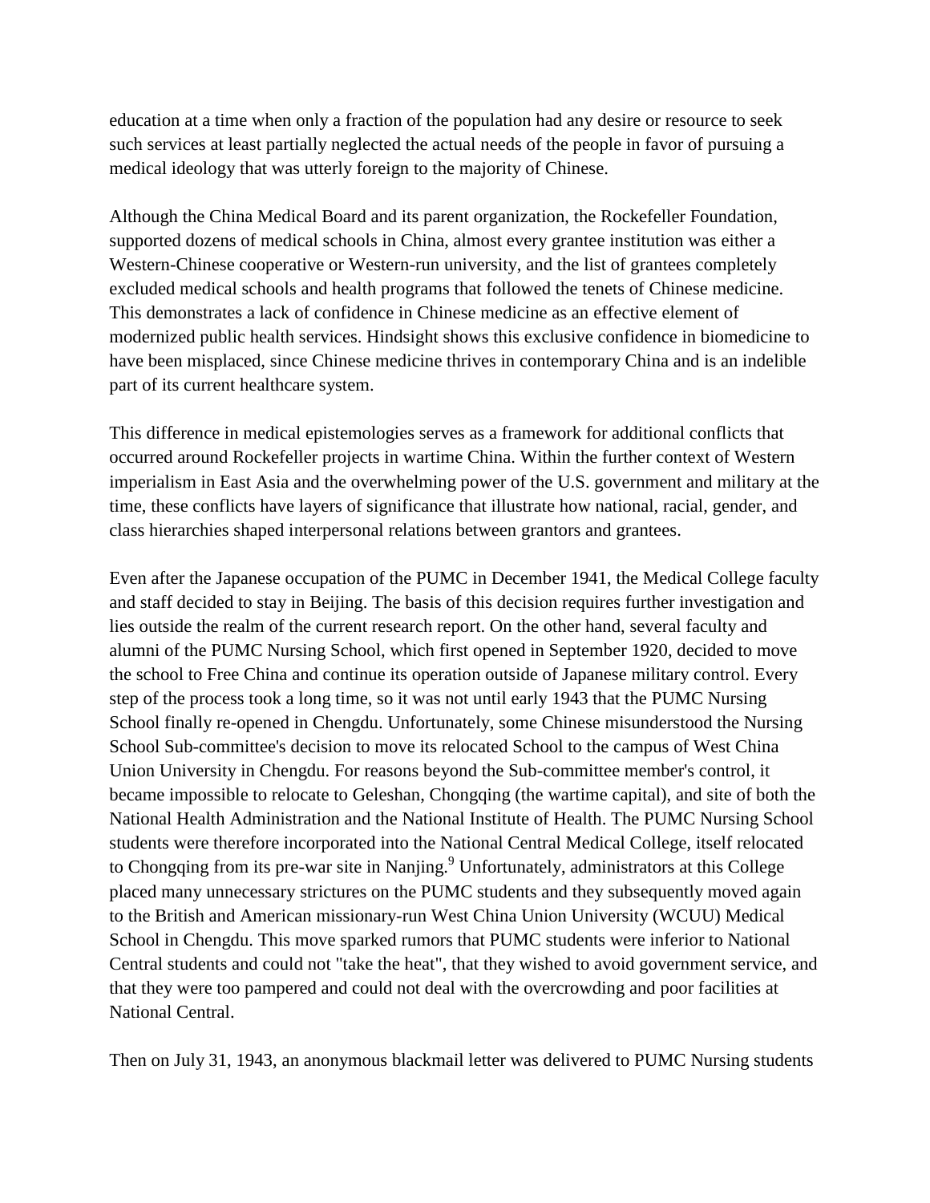education at a time when only a fraction of the population had any desire or resource to seek such services at least partially neglected the actual needs of the people in favor of pursuing a medical ideology that was utterly foreign to the majority of Chinese.

Although the China Medical Board and its parent organization, the Rockefeller Foundation, supported dozens of medical schools in China, almost every grantee institution was either a Western-Chinese cooperative or Western-run university, and the list of grantees completely excluded medical schools and health programs that followed the tenets of Chinese medicine. This demonstrates a lack of confidence in Chinese medicine as an effective element of modernized public health services. Hindsight shows this exclusive confidence in biomedicine to have been misplaced, since Chinese medicine thrives in contemporary China and is an indelible part of its current healthcare system.

This difference in medical epistemologies serves as a framework for additional conflicts that occurred around Rockefeller projects in wartime China. Within the further context of Western imperialism in East Asia and the overwhelming power of the U.S. government and military at the time, these conflicts have layers of significance that illustrate how national, racial, gender, and class hierarchies shaped interpersonal relations between grantors and grantees.

Even after the Japanese occupation of the PUMC in December 1941, the Medical College faculty and staff decided to stay in Beijing. The basis of this decision requires further investigation and lies outside the realm of the current research report. On the other hand, several faculty and alumni of the PUMC Nursing School, which first opened in September 1920, decided to move the school to Free China and continue its operation outside of Japanese military control. Every step of the process took a long time, so it was not until early 1943 that the PUMC Nursing School finally re-opened in Chengdu. Unfortunately, some Chinese misunderstood the Nursing School Sub-committee's decision to move its relocated School to the campus of West China Union University in Chengdu. For reasons beyond the Sub-committee member's control, it became impossible to relocate to Geleshan, Chongqing (the wartime capital), and site of both the National Health Administration and the National Institute of Health. The PUMC Nursing School students were therefore incorporated into the National Central Medical College, itself relocated to Chongqing from its pre-war site in Nanjing.[9] Unfortunately, administrators at this College placed many unnecessary strictures on the PUMC students and they subsequently moved again to the British and American missionary-run West China Union University (WCUU) Medical School in Chengdu. This move sparked rumors that PUMC students were inferior to National Central students and could not "take the heat", that they wished to avoid government service, and that they were too pampered and could not deal with the overcrowding and poor facilities at National Central.

Then on July 31, 1943, an anonymous blackmail letter was delivered to PUMC Nursing students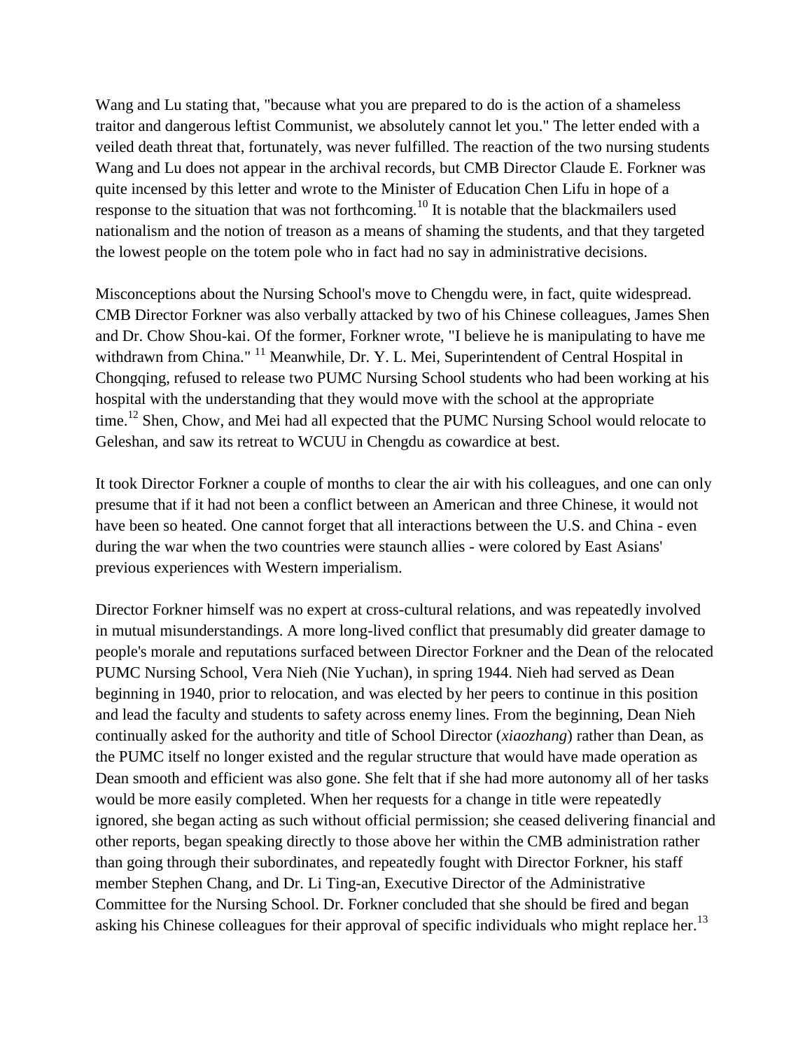Wang and Lu stating that, "because what you are prepared to do is the action of a shameless traitor and dangerous leftist Communist, we absolutely cannot let you." The letter ended with a veiled death threat that, fortunately, was never fulfilled. The reaction of the two nursing students Wang and Lu does not appear in the archival records, but CMB Director Claude E. Forkner was quite incensed by this letter and wrote to the Minister of Education Chen Lifu in hope of a response to the situation that was not forthcoming.[10] It is notable that the blackmailers used nationalism and the notion of treason as a means of shaming the students, and that they targeted the lowest people on the totem pole who in fact had no say in administrative decisions.

Misconceptions about the Nursing School's move to Chengdu were, in fact, quite widespread. CMB Director Forkner was also verbally attacked by two of his Chinese colleagues, James Shen and Dr. Chow Shou-kai. Of the former, Forkner wrote, "I believe he is manipulating to have me withdrawn from China." [11] Meanwhile, Dr. Y. L. Mei, Superintendent of Central Hospital in Chongqing, refused to release two PUMC Nursing School students who had been working at his hospital with the understanding that they would move with the school at the appropriate time.[12] Shen, Chow, and Mei had all expected that the PUMC Nursing School would relocate to Geleshan, and saw its retreat to WCUU in Chengdu as cowardice at best.

It took Director Forkner a couple of months to clear the air with his colleagues, and one can only presume that if it had not been a conflict between an American and three Chinese, it would not have been so heated. One cannot forget that all interactions between the U.S. and China - even during the war when the two countries were staunch allies - were colored by East Asians' previous experiences with Western imperialism.

Director Forkner himself was no expert at cross-cultural relations, and was repeatedly involved in mutual misunderstandings. A more long-lived conflict that presumably did greater damage to people's morale and reputations surfaced between Director Forkner and the Dean of the relocated PUMC Nursing School, Vera Nieh (Nie Yuchan), in spring 1944. Nieh had served as Dean beginning in 1940, prior to relocation, and was elected by her peers to continue in this position and lead the faculty and students to safety across enemy lines. From the beginning, Dean Nieh continually asked for the authority and title of School Director (*xiaozhang*) rather than Dean, as the PUMC itself no longer existed and the regular structure that would have made operation as Dean smooth and efficient was also gone. She felt that if she had more autonomy all of her tasks would be more easily completed. When her requests for a change in title were repeatedly ignored, she began acting as such without official permission; she ceased delivering financial and other reports, began speaking directly to those above her within the CMB administration rather than going through their subordinates, and repeatedly fought with Director Forkner, his staff member Stephen Chang, and Dr. Li Ting-an, Executive Director of the Administrative Committee for the Nursing School. Dr. Forkner concluded that she should be fired and began asking his Chinese colleagues for their approval of specific individuals who might replace her.[13]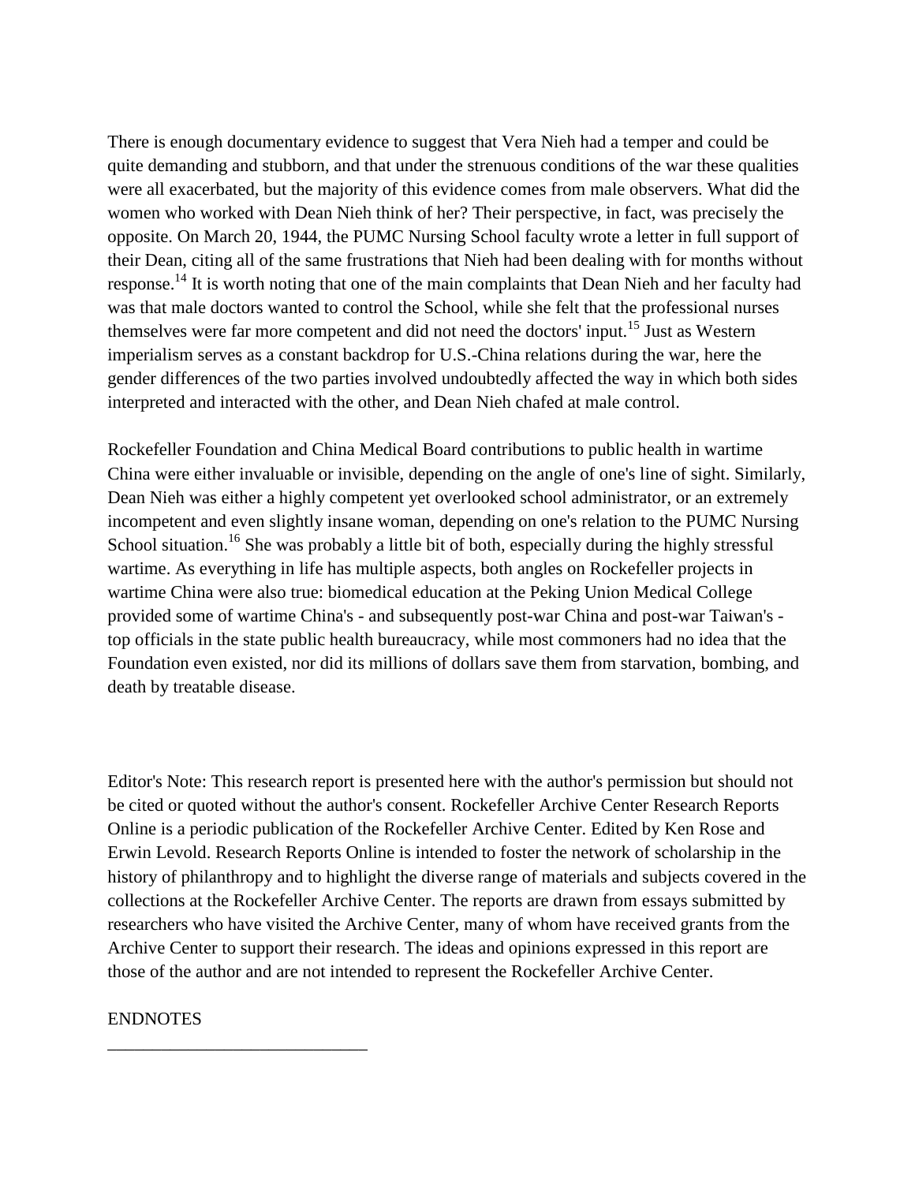There is enough documentary evidence to suggest that Vera Nieh had a temper and could be quite demanding and stubborn, and that under the strenuous conditions of the war these qualities were all exacerbated, but the majority of this evidence comes from male observers. What did the women who worked with Dean Nieh think of her? Their perspective, in fact, was precisely the opposite. On March 20, 1944, the PUMC Nursing School faculty wrote a letter in full support of their Dean, citing all of the same frustrations that Nieh had been dealing with for months without response.[14] It is worth noting that one of the main complaints that Dean Nieh and her faculty had was that male doctors wanted to control the School, while she felt that the professional nurses themselves were far more competent and did not need the doctors' input.[15] Just as Western imperialism serves as a constant backdrop for U.S.-China relations during the war, here the gender differences of the two parties involved undoubtedly affected the way in which both sides interpreted and interacted with the other, and Dean Nieh chafed at male control.

Rockefeller Foundation and China Medical Board contributions to public health in wartime China were either invaluable or invisible, depending on the angle of one's line of sight. Similarly, Dean Nieh was either a highly competent yet overlooked school administrator, or an extremely incompetent and even slightly insane woman, depending on one's relation to the PUMC Nursing School situation.[16] She was probably a little bit of both, especially during the highly stressful wartime. As everything in life has multiple aspects, both angles on Rockefeller projects in wartime China were also true: biomedical education at the Peking Union Medical College provided some of wartime China's - and subsequently post-war China and post-war Taiwan's - top officials in the state public health bureaucracy, while most commoners had no idea that the Foundation even existed, nor did its millions of dollars save them from starvation, bombing, and death by treatable disease.

Editor's Note: This research report is presented here with the author's permission but should not be cited or quoted without the author's consent. Rockefeller Archive Center Research Reports Online is a periodic publication of the Rockefeller Archive Center. Edited by Ken Rose and Erwin Levold. Research Reports Online is intended to foster the network of scholarship in the history of philanthropy and to highlight the diverse range of materials and subjects covered in the collections at the Rockefeller Archive Center. The reports are drawn from essays submitted by researchers who have visited the Archive Center, many of whom have received grants from the Archive Center to support their research. The ideas and opinions expressed in this report are those of the author and are not intended to represent the Rockefeller Archive Center.

ENDNOTES

---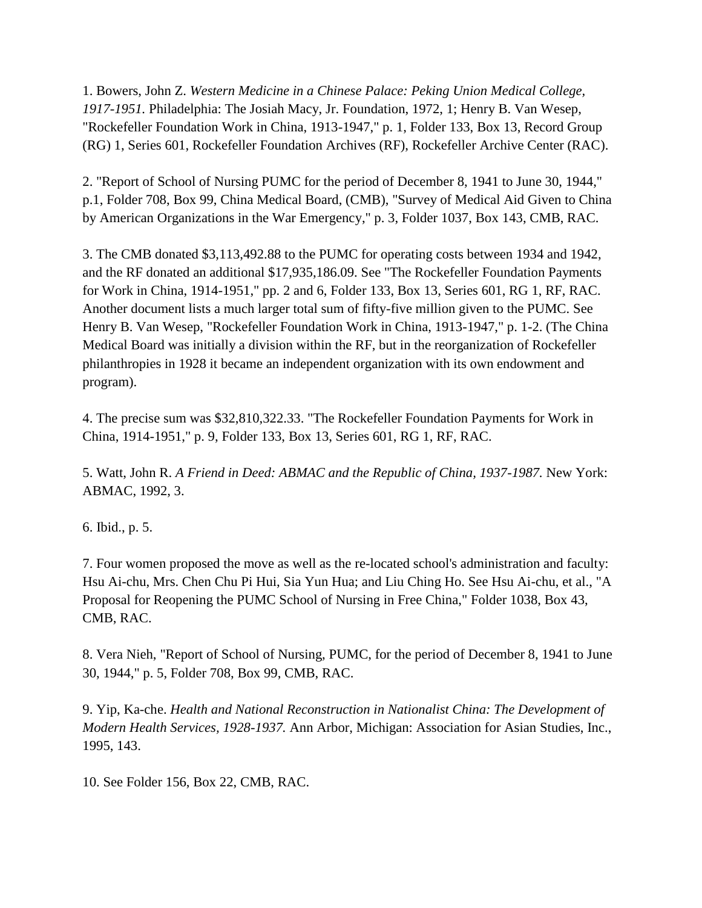1. Bowers, John Z. *Western Medicine in a Chinese Palace: Peking Union Medical College, 1917-1951*. Philadelphia: The Josiah Macy, Jr. Foundation, 1972, 1; Henry B. Van Wesep, "Rockefeller Foundation Work in China, 1913-1947," p. 1, Folder 133, Box 13, Record Group (RG) 1, Series 601, Rockefeller Foundation Archives (RF), Rockefeller Archive Center (RAC).

2. "Report of School of Nursing PUMC for the period of December 8, 1941 to June 30, 1944," p.1, Folder 708, Box 99, China Medical Board, (CMB), "Survey of Medical Aid Given to China by American Organizations in the War Emergency," p. 3, Folder 1037, Box 143, CMB, RAC.

3. The CMB donated $3,113,492.88 to the PUMC for operating costs between 1934 and 1942, and the RF donated an additional $17,935,186.09. See "The Rockefeller Foundation Payments for Work in China, 1914-1951," pp. 2 and 6, Folder 133, Box 13, Series 601, RG 1, RF, RAC. Another document lists a much larger total sum of fifty-five million given to the PUMC. See Henry B. Van Wesep, "Rockefeller Foundation Work in China, 1913-1947," p. 1-2. (The China Medical Board was initially a division within the RF, but in the reorganization of Rockefeller philanthropies in 1928 it became an independent organization with its own endowment and program).

4. The precise sum was $32,810,322.33. "The Rockefeller Foundation Payments for Work in China, 1914-1951," p. 9, Folder 133, Box 13, Series 601, RG 1, RF, RAC.

5. Watt, John R. *A Friend in Deed: ABMAC and the Republic of China, 1937-1987*. New York: ABMAC, 1992, 3.

6. Ibid., p. 5.

7. Four women proposed the move as well as the re-located school's administration and faculty: Hsu Ai-chu, Mrs. Chen Chu Pi Hui, Sia Yun Hua; and Liu Ching Ho. See Hsu Ai-chu, et al., "A Proposal for Reopening the PUMC School of Nursing in Free China," Folder 1038, Box 43, CMB, RAC.

8. Vera Nieh, "Report of School of Nursing, PUMC, for the period of December 8, 1941 to June 30, 1944," p. 5, Folder 708, Box 99, CMB, RAC.

9. Yip, Ka-che. *Health and National Reconstruction in Nationalist China: The Development of Modern Health Services, 1928-1937*. Ann Arbor, Michigan: Association for Asian Studies, Inc., 1995, 143.

10. See Folder 156, Box 22, CMB, RAC.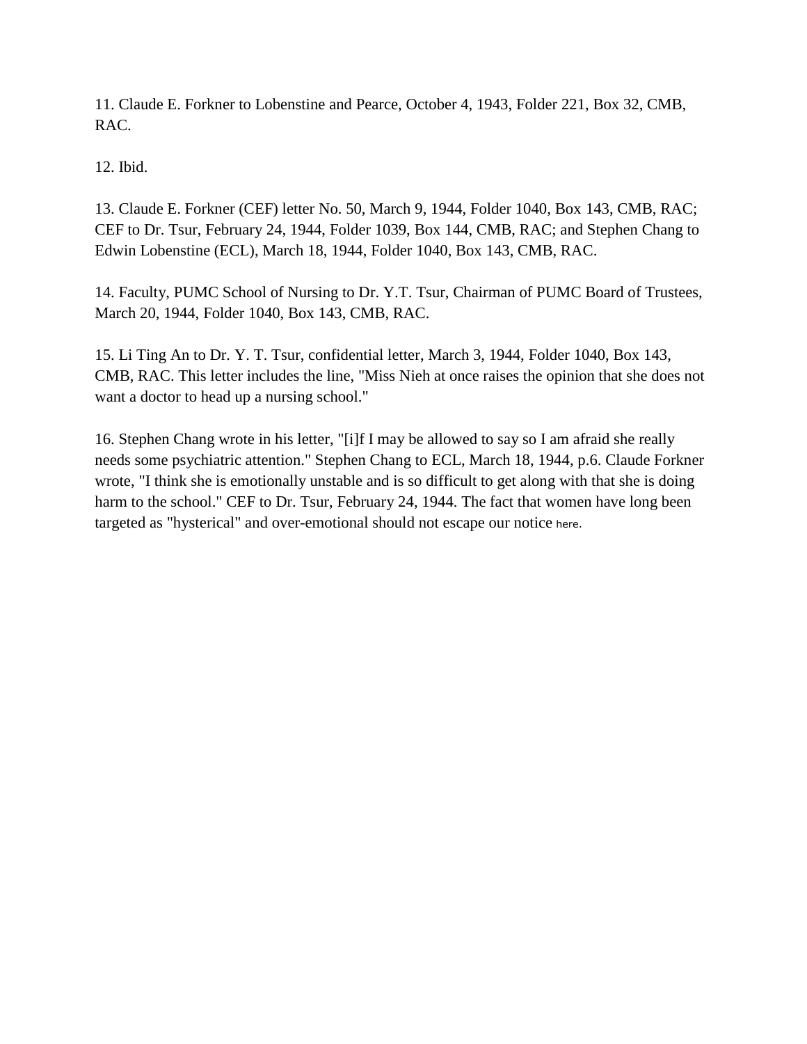11. Claude E. Forkner to Lobenstine and Pearce, October 4, 1943, Folder 221, Box 32, CMB, RAC.

12. Ibid.

13. Claude E. Forkner (CEF) letter No. 50, March 9, 1944, Folder 1040, Box 143, CMB, RAC; CEF to Dr. Tsur, February 24, 1944, Folder 1039, Box 144, CMB, RAC; and Stephen Chang to Edwin Lobenstine (ECL), March 18, 1944, Folder 1040, Box 143, CMB, RAC.

14. Faculty, PUMC School of Nursing to Dr. Y.T. Tsur, Chairman of PUMC Board of Trustees, March 20, 1944, Folder 1040, Box 143, CMB, RAC.

15. Li Ting An to Dr. Y. T. Tsur, confidential letter, March 3, 1944, Folder 1040, Box 143, CMB, RAC. This letter includes the line, "Miss Nieh at once raises the opinion that she does not want a doctor to head up a nursing school."

16. Stephen Chang wrote in his letter, "[i]f I may be allowed to say so I am afraid she really needs some psychiatric attention." Stephen Chang to ECL, March 18, 1944, p.6. Claude Forkner wrote, "I think she is emotionally unstable and is so difficult to get along with that she is doing harm to the school." CEF to Dr. Tsur, February 24, 1944. The fact that women have long been targeted as "hysterical" and over-emotional should not escape our notice here.